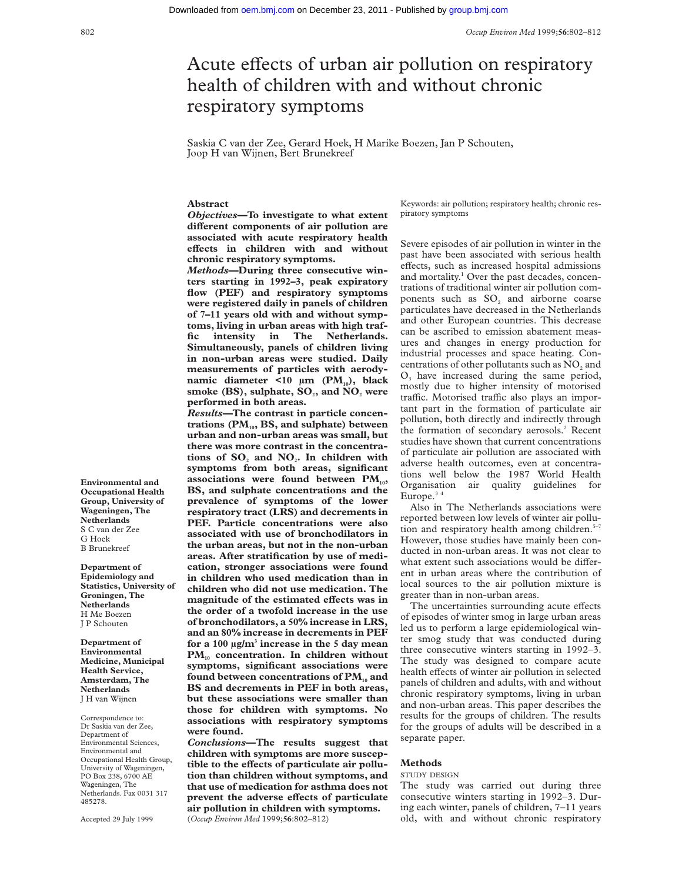# Acute effects of urban air pollution on respiratory health of children with and without chronic respiratory symptoms

Saskia C van der Zee, Gerard Hoek, H Marike Boezen, Jan P Schouten, Joop H van Wijnen, Bert Brunekreef

## Abstract

***Objectives*—To investigate to what extent different components of air pollution are associated with acute respiratory health effects in children with and without chronic respiratory symptoms.**

***Methods*—During three consecutive winters starting in 1992–3, peak expiratory flow (PEF) and respiratory symptoms were registered daily in panels of children of 7–11 years old with and without symptoms, living in urban areas with high traffic intensity in The Netherlands. Simultaneously, panels of children living in non-urban areas were studied. Daily measurements of particles with aerodynamic diameter <10 µm ($PM_{10}$), black smoke (BS), sulphate, $SO_2$, and $NO_2$ were performed in both areas.**

***Results*—The contrast in particle concentrations ($PM_{10}$, BS, and sulphate) between urban and non-urban areas was small, but there was more contrast in the concentrations of $SO_2$ and $NO_2$. In children with symptoms from both areas, significant associations were found between $PM_{10}$, BS, and sulphate concentrations and the prevalence of symptoms of the lower respiratory tract (LRS) and decrements in PEF. Particle concentrations were also associated with use of bronchodilators in the urban areas, but not in the non-urban areas. After stratification by use of medication, stronger associations were found in children who used medication than in children who did not use medication. The magnitude of the estimated effects was in the order of a twofold increase in the use of bronchodilators, a 50% increase in LRS, and an 80% increase in decrements in PEF for a 100 µg/m³ increase in the 5 day mean $PM_{10}$ concentration. In children without symptoms, significant associations were found between concentrations of $PM_{10}$ and BS and decrements in PEF in both areas, but these associations were smaller than those for children with symptoms. No associations with respiratory symptoms were found.**

***Conclusions*—The results suggest that children with symptoms are more susceptible to the effects of particulate air pollution than children without symptoms, and that use of medication for asthma does not prevent the adverse effects of particulate air pollution in children with symptoms.**

(*Occup Environ Med* 1999;**56**:802–812)

Keywords: air pollution; respiratory health; chronic respiratory symptoms

**Environmental and Occupational Health Group, University of Wageningen, The Netherlands**
S C van der Zee
G Hoek
B Brunekreef

**Department of Epidemiology and Statistics, University of Groningen, The Netherlands**
H Me Boezen
J P Schouten

**Department of Environmental Medicine, Municipal Health Service, Amsterdam, The Netherlands**
J H van Wijnen

Correspondence to: Dr Saskia van der Zee, Department of Environmental Sciences, Environmental and Occupational Health Group, University of Wageningen, PO Box 238, 6700 AE Wageningen, The Netherlands. Fax 0031 317 485278.

Accepted 29 July 1999

Severe episodes of air pollution in winter in the past have been associated with serious health effects, such as increased hospital admissions and mortality.[1] Over the past decades, concentrations of traditional winter air pollution components such as $SO_2$ and airborne coarse particulates have decreased in the Netherlands and other European countries. This decrease can be ascribed to emission abatement measures and changes in energy production for industrial processes and space heating. Concentrations of other pollutants such as $NO_2$ and $O_3$ have increased during the same period, mostly due to higher intensity of motorised traffic. Motorised traffic also plays an important part in the formation of particulate air pollution, both directly and indirectly through the formation of secondary aerosols.[2] Recent studies have shown that current concentrations of particulate air pollution are associated with adverse health outcomes, even at concentrations well below the 1987 World Health Organisation air quality guidelines for Europe.[3 4]

Also in The Netherlands associations were reported between low levels of winter air pollution and respiratory health among children.[5–7] However, those studies have mainly been conducted in non-urban areas. It was not clear to what extent such associations would be different in urban areas where the contribution of local sources to the air pollution mixture is greater than in non-urban areas.

The uncertainties surrounding acute effects of episodes of winter smog in large urban areas led us to perform a large epidemiological winter smog study that was conducted during three consecutive winters starting in 1992–3. The study was designed to compare acute health effects of winter air pollution in selected panels of children and adults, with and without chronic respiratory symptoms, living in urban and non-urban areas. This paper describes the results for the groups of children. The results for the groups of adults will be described in a separate paper.

## Methods

### STUDY DESIGN

The study was carried out during three consecutive winters starting in 1992–3. During each winter, panels of children, 7–11 years old, with and without chronic respiratory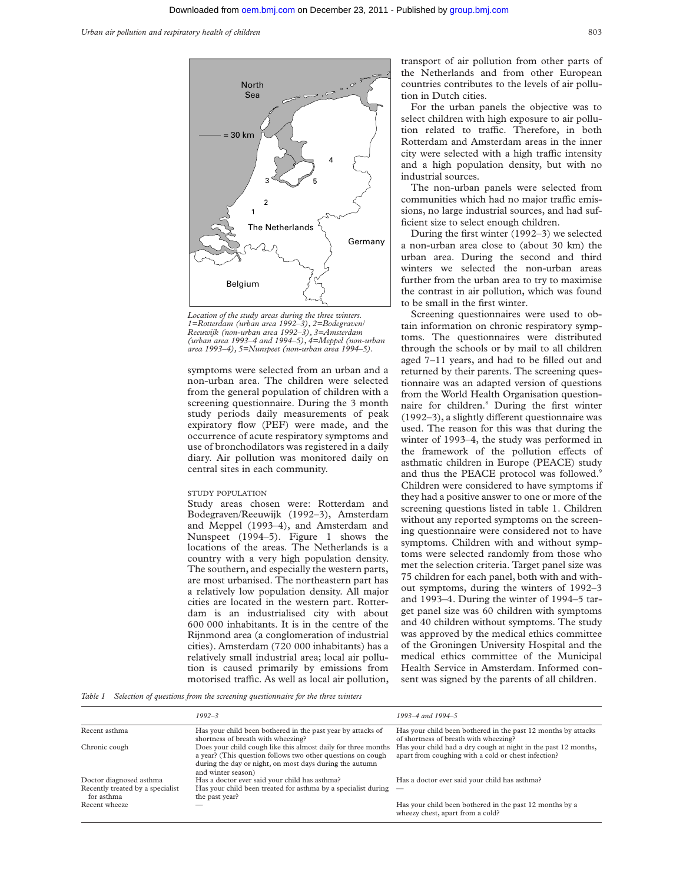Location of the study areas during the three winters. 1=Rotterdam (urban area 1992–3), 2=Bodegraven/Reeuwijk (non-urban area 1992–3), 3=Amsterdam (urban area 1993–4 and 1994–5), 4=Meppel (non-urban area 1993–4), 5=Nunspeet (non-urban area 1994–5).

symptoms were selected from an urban and a non-urban area. The children were selected from the general population of children with a screening questionnaire. During the 3 month study periods daily measurements of peak expiratory flow (PEF) were made, and the occurrence of acute respiratory symptoms and use of bronchodilators was registered in a daily diary. Air pollution was monitored daily on central sites in each community.

### STUDY POPULATION

Study areas chosen were: Rotterdam and Bodegraven/Reeuwijk (1992–3), Amsterdam and Meppel (1993–4), and Amsterdam and Nunspeet (1994–5). Figure 1 shows the locations of the areas. The Netherlands is a country with a very high population density. The southern, and especially the western parts, are most urbanised. The northeastern part has a relatively low population density. All major cities are located in the western part. Rotterdam is an industrialised city with about 600 000 inhabitants. It is in the centre of the Rijnmond area (a conglomeration of industrial cities). Amsterdam (720 000 inhabitants) has a relatively small industrial area; local air pollution is caused primarily by emissions from motorised traffic. As well as local air pollution, transport of air pollution from other parts of the Netherlands and from other European countries contributes to the levels of air pollution in Dutch cities.

For the urban panels the objective was to select children with high exposure to air pollution related to traffic. Therefore, in both Rotterdam and Amsterdam areas in the inner city were selected with a high traffic intensity and a high population density, but with no industrial sources.

The non-urban panels were selected from communities which had no major traffic emissions, no large industrial sources, and had sufficient size to select enough children.

During the first winter (1992–3) we selected a non-urban area close to (about 30 km) the urban area. During the second and third winters we selected the non-urban areas further from the urban area to try to maximise the contrast in air pollution, which was found to be small in the first winter.

Screening questionnaires were used to obtain information on chronic respiratory symptoms. The questionnaires were distributed through the schools or by mail to all children aged 7–11 years, and had to be filled out and returned by their parents. The screening questionnaire was an adapted version of questions from the World Health Organisation questionnaire for children.[8] During the first winter (1992–3), a slightly different questionnaire was used. The reason for this was that during the winter of 1993–4, the study was performed in the framework of the pollution effects of asthmatic children in Europe (PEACE) study and thus the PEACE protocol was followed.[9] Children were considered to have symptoms if they had a positive answer to one or more of the screening questions listed in table 1. Children without any reported symptoms on the screening questionnaire were considered not to have symptoms. Children with and without symptoms were selected randomly from those who met the selection criteria. Target panel size was 75 children for each panel, both with and without symptoms, during the winters of 1992–3 and 1993–4. During the winter of 1994–5 target panel size was 60 children with symptoms and 40 children without symptoms. The study was approved by the medical ethics committee of the Groningen University Hospital and the medical ethics committee of the Municipal Health Service in Amsterdam. Informed consent was signed by the parents of all children.

*Table 1 Selection of questions from the screening questionnaire for the three winters*

| | *1992–3* | *1993–4 and 1994–5* |
|---|---|---|
| Recent asthma | Has your child been bothered in the past year by attacks of shortness of breath with wheezing? | Has your child been bothered in the past 12 months by attacks of shortness of breath with wheezing? |
| Chronic cough | Does your child cough like this almost daily for three months a year? (This question follows two other questions on cough during the day or night, on most days during the autumn and winter season) | Has your child had a dry cough at night in the past 12 months, apart from coughing with a cold or chest infection? |
| Doctor diagnosed asthma | Has a doctor ever said your child has asthma? | Has a doctor ever said your child has asthma? |
| Recently treated by a specialist for asthma | Has your child been treated for asthma by a specialist during the past year? | — |
| Recent wheeze | — | Has your child been bothered in the past 12 months by a wheezy chest, apart from a cold? |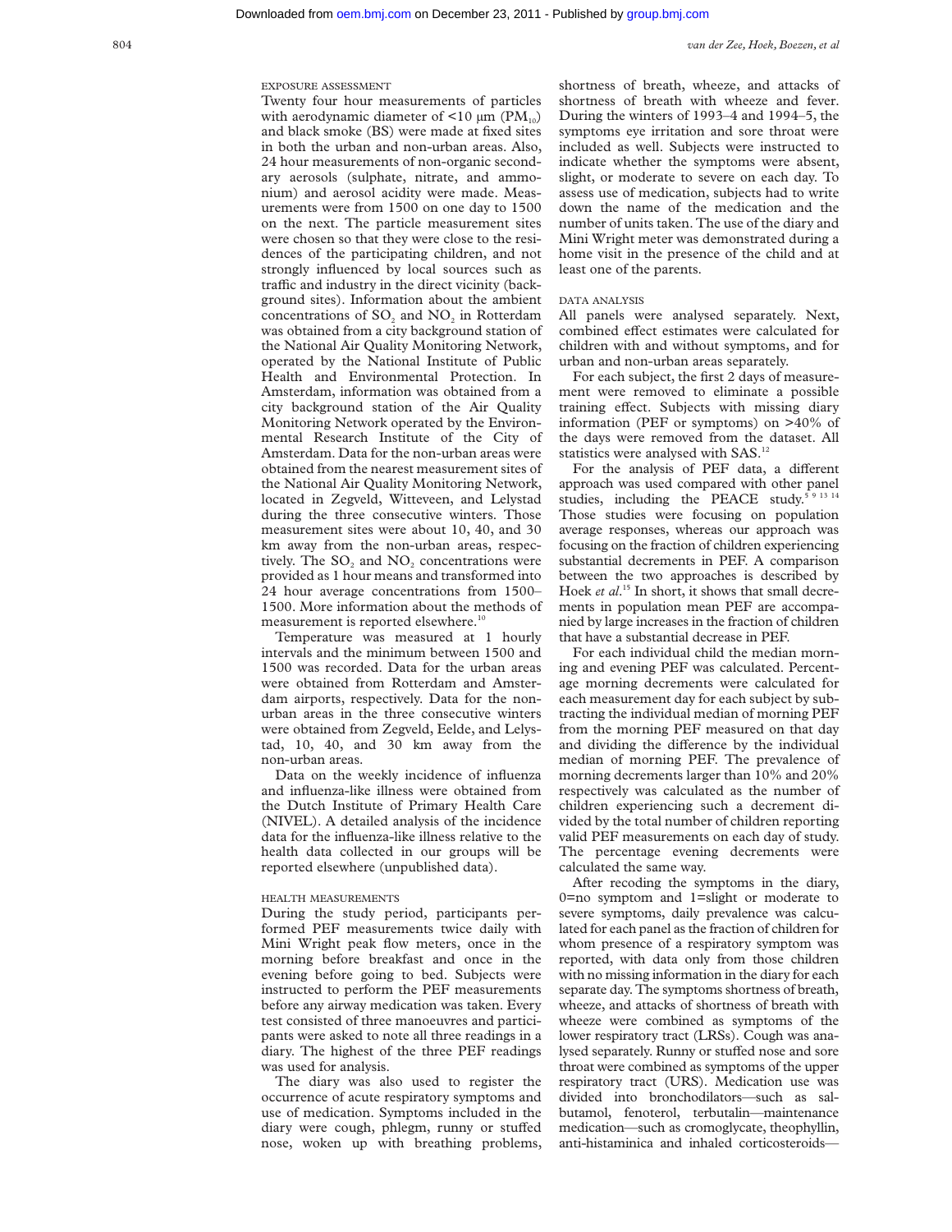### EXPOSURE ASSESSMENT

Twenty four hour measurements of particles with aerodynamic diameter of <10 µm ($PM_{10}$) and black smoke (BS) were made at fixed sites in both the urban and non-urban areas. Also, 24 hour measurements of non-organic secondary aerosols (sulphate, nitrate, and ammonium) and aerosol acidity were made. Measurements were from 1500 on one day to 1500 on the next. The particle measurement sites were chosen so that they were close to the residences of the participating children, and not strongly influenced by local sources such as traffic and industry in the direct vicinity (background sites). Information about the ambient concentrations of $SO_2$ and $NO_2$ in Rotterdam was obtained from a city background station of the National Air Quality Monitoring Network, operated by the National Institute of Public Health and Environmental Protection. In Amsterdam, information was obtained from a city background station of the Air Quality Monitoring Network operated by the Environmental Research Institute of the City of Amsterdam. Data for the non-urban areas were obtained from the nearest measurement sites of the National Air Quality Monitoring Network, located in Zegveld, Witteveen, and Lelystad during the three consecutive winters. Those measurement sites were about 10, 40, and 30 km away from the non-urban areas, respectively. The $SO_2$ and $NO_2$ concentrations were provided as 1 hour means and transformed into 24 hour average concentrations from 1500–1500. More information about the methods of measurement is reported elsewhere.[10]

Temperature was measured at 1 hourly intervals and the minimum between 1500 and 1500 was recorded. Data for the urban areas were obtained from Rotterdam and Amsterdam airports, respectively. Data for the non-urban areas in the three consecutive winters were obtained from Zegveld, Eelde, and Lelystad, 10, 40, and 30 km away from the non-urban areas.

Data on the weekly incidence of influenza and influenza-like illness were obtained from the Dutch Institute of Primary Health Care (NIVEL). A detailed analysis of the incidence data for the influenza-like illness relative to the health data collected in our groups will be reported elsewhere (unpublished data).

### HEALTH MEASUREMENTS

During the study period, participants performed PEF measurements twice daily with Mini Wright peak flow meters, once in the morning before breakfast and once in the evening before going to bed. Subjects were instructed to perform the PEF measurements before any airway medication was taken. Every test consisted of three manoeuvres and participants were asked to note all three readings in a diary. The highest of the three PEF readings was used for analysis.

The diary was also used to register the occurrence of acute respiratory symptoms and use of medication. Symptoms included in the diary were cough, phlegm, runny or stuffed nose, woken up with breathing problems, shortness of breath, wheeze, and attacks of shortness of breath with wheeze and fever. During the winters of 1993–4 and 1994–5, the symptoms eye irritation and sore throat were included as well. Subjects were instructed to indicate whether the symptoms were absent, slight, or moderate to severe on each day. To assess use of medication, subjects had to write down the name of the medication and the number of units taken. The use of the diary and Mini Wright meter was demonstrated during a home visit in the presence of the child and at least one of the parents.

### DATA ANALYSIS

All panels were analysed separately. Next, combined effect estimates were calculated for children with and without symptoms, and for urban and non-urban areas separately.

For each subject, the first 2 days of measurement were removed to eliminate a possible training effect. Subjects with missing diary information (PEF or symptoms) on >40% of the days were removed from the dataset. All statistics were analysed with SAS.[12]

For the analysis of PEF data, a different approach was used compared with other panel studies, including the PEACE study.[5 9 13 14] Those studies were focusing on population average responses, whereas our approach was focusing on the fraction of children experiencing substantial decrements in PEF. A comparison between the two approaches is described by Hoek *et al*.[15] In short, it shows that small decrements in population mean PEF are accompanied by large increases in the fraction of children that have a substantial decrease in PEF.

For each individual child the median morning and evening PEF was calculated. Percentage morning decrements were calculated for each measurement day for each subject by subtracting the individual median of morning PEF from the morning PEF measured on that day and dividing the difference by the individual median of morning PEF. The prevalence of morning decrements larger than 10% and 20% respectively was calculated as the number of children experiencing such a decrement divided by the total number of children reporting valid PEF measurements on each day of study. The percentage evening decrements were calculated the same way.

After recoding the symptoms in the diary, 0=no symptom and 1=slight or moderate to severe symptoms, daily prevalence was calculated for each panel as the fraction of children for whom presence of a respiratory symptom was reported, with data only from those children with no missing information in the diary for each separate day. The symptoms shortness of breath, wheeze, and attacks of shortness of breath with wheeze were combined as symptoms of the lower respiratory tract (LRSs). Cough was analysed separately. Runny or stuffed nose and sore throat were combined as symptoms of the upper respiratory tract (URS). Medication use was divided into bronchodilators—such as salbutamol, fenoterol, terbutalin—maintenance medication—such as cromoglycate, theophyllin, anti-histaminica and inhaled corticosteroids—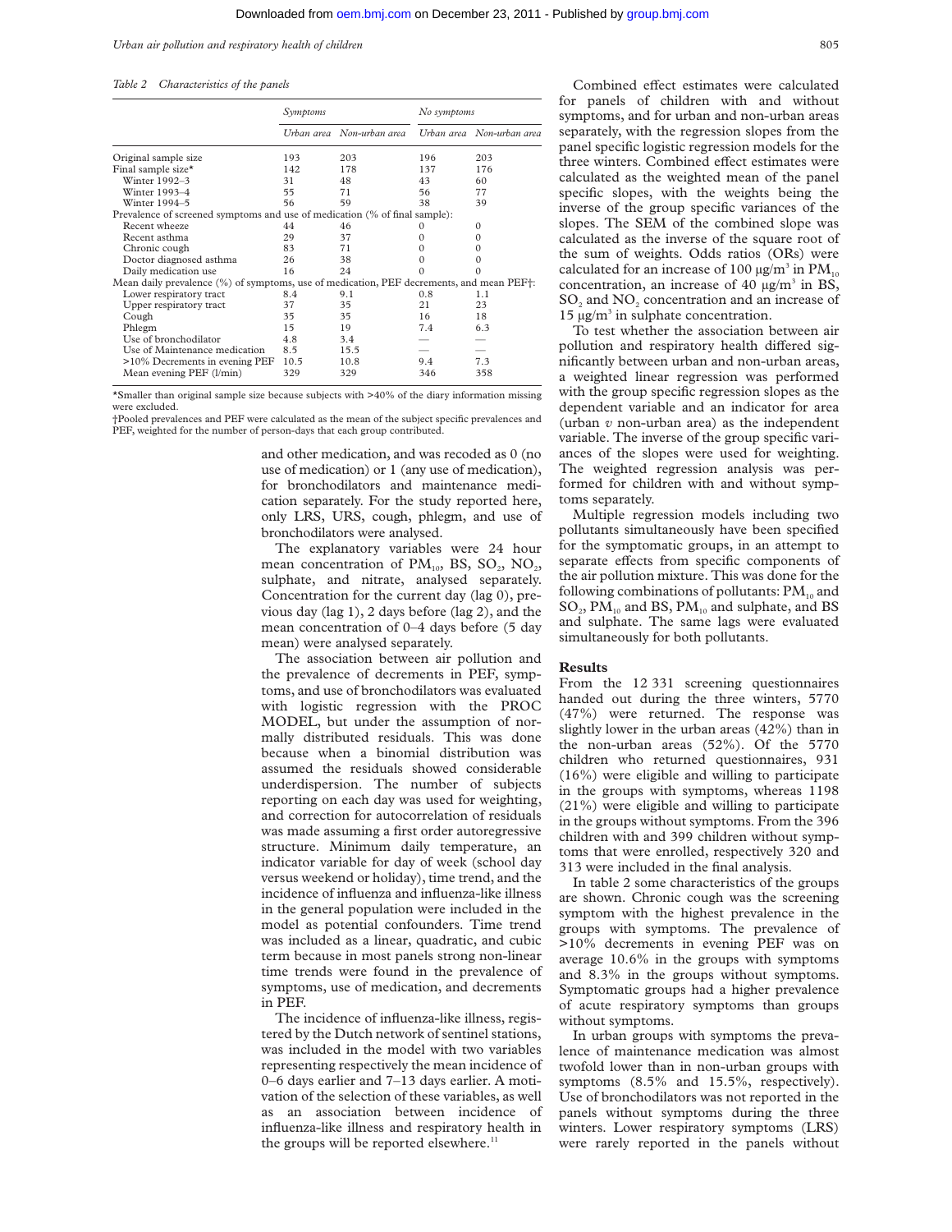*Table 2 Characteristics of the panels*

| | Symptoms | | No symptoms | |
|---|---|---|---|---|
| | Urban area | Non-urban area | Urban area | Non-urban area |
| Original sample size | 193 | 203 | 196 | 203 |
| Final sample size* | 142 | 178 | 137 | 176 |
| Winter 1992–3 | 31 | 48 | 43 | 60 |
| Winter 1993–4 | 55 | 71 | 56 | 77 |
| Winter 1994–5 | 56 | 59 | 38 | 39 |
| Prevalence of screened symptoms and use of medication (% of final sample): | | | | |
| Recent wheeze | 44 | 46 | 0 | 0 |
| Recent asthma | 29 | 37 | 0 | 0 |
| Chronic cough | 83 | 71 | 0 | 0 |
| Doctor diagnosed asthma | 26 | 38 | 0 | 0 |
| Daily medication use | 16 | 24 | 0 | 0 |
| Mean daily prevalence (%) of symptoms, use of medication, PEF decrements, and mean PEF†: | | | | |
| Lower respiratory tract | 8.4 | 9.1 | 0.8 | 1.1 |
| Upper respiratory tract | 37 | 35 | 21 | 23 |
| Cough | 35 | 35 | 16 | 18 |
| Phlegm | 15 | 19 | 7.4 | 6.3 |
| Use of bronchodilator | 4.8 | 3.4 | — | — |
| Use of Maintenance medication | 8.5 | 15.5 | — | — |
| >10% Decrements in evening PEF | 10.5 | 10.8 | 9.4 | 7.3 |
| Mean evening PEF (l/min) | 329 | 329 | 346 | 358 |

*Smaller than original sample size because subjects with >40% of the diary information missing were excluded.

†Pooled prevalences and PEF were calculated as the mean of the subject specific prevalences and PEF, weighted for the number of person-days that each group contributed.

and other medication, and was recoded as 0 (no use of medication) or 1 (any use of medication), for bronchodilators and maintenance medication separately. For the study reported here, only LRS, URS, cough, phlegm, and use of bronchodilators were analysed.

The explanatory variables were 24 hour mean concentration of $PM_{10}$, BS, $SO_2$, $NO_2$, sulphate, and nitrate, analysed separately. Concentration for the current day (lag 0), previous day (lag 1), 2 days before (lag 2), and the mean concentration of 0–4 days before (5 day mean) were analysed separately.

The association between air pollution and the prevalence of decrements in PEF, symptoms, and use of bronchodilators was evaluated with logistic regression with the PROC MODEL, but under the assumption of normally distributed residuals. This was done because when a binomial distribution was assumed the residuals showed considerable underdispersion. The number of subjects reporting on each day was used for weighting, and correction for autocorrelation of residuals was made assuming a first order autoregressive structure. Minimum daily temperature, an indicator variable for day of week (school day versus weekend or holiday), time trend, and the incidence of influenza and influenza-like illness in the general population were included in the model as potential confounders. Time trend was included as a linear, quadratic, and cubic term because in most panels strong non-linear time trends were found in the prevalence of symptoms, use of medication, and decrements in PEF.

The incidence of influenza-like illness, registered by the Dutch network of sentinel stations, was included in the model with two variables representing respectively the mean incidence of 0–6 days earlier and 7–13 days earlier. A motivation of the selection of these variables, as well as an association between incidence of influenza-like illness and respiratory health in the groups will be reported elsewhere.[11]

Combined effect estimates were calculated for panels of children with and without symptoms, and for urban and non-urban areas separately, with the regression slopes from the panel specific logistic regression models for the three winters. Combined effect estimates were calculated as the weighted mean of the panel specific slopes, with the weights being the inverse of the group specific variances of the slopes. The SEM of the combined slope was calculated as the inverse of the square root of the sum of weights. Odds ratios (ORs) were calculated for an increase of 100 $\mu g/m^3$ in $PM_{10}$ concentration, an increase of 40 $\mu g/m^3$ in BS, $SO_2$ and $NO_2$ concentration and an increase of 15 $\mu g/m^3$ in sulphate concentration.

To test whether the association between air pollution and respiratory health differed significantly between urban and non-urban areas, a weighted linear regression was performed with the group specific regression slopes as the dependent variable and an indicator for area (urban *v* non-urban area) as the independent variable. The inverse of the group specific variances of the slopes were used for weighting. The weighted regression analysis was performed for children with and without symptoms separately.

Multiple regression models including two pollutants simultaneously have been specified for the symptomatic groups, in an attempt to separate effects from specific components of the air pollution mixture. This was done for the following combinations of pollutants: $PM_{10}$ and $SO_2$, $PM_{10}$ and BS, $PM_{10}$ and sulphate, and BS and sulphate. The same lags were evaluated simultaneously for both pollutants.

## Results

From the 12 331 screening questionnaires handed out during the three winters, 5770 (47%) were returned. The response was slightly lower in the urban areas (42%) than in the non-urban areas (52%). Of the 5770 children who returned questionnaires, 931 (16%) were eligible and willing to participate in the groups with symptoms, whereas 1198 (21%) were eligible and willing to participate in the groups without symptoms. From the 396 children with and 399 children without symptoms that were enrolled, respectively 320 and 313 were included in the final analysis.

In table 2 some characteristics of the groups are shown. Chronic cough was the screening symptom with the highest prevalence in the groups with symptoms. The prevalence of >10% decrements in evening PEF was on average 10.6% in the groups with symptoms and 8.3% in the groups without symptoms. Symptomatic groups had a higher prevalence of acute respiratory symptoms than groups without symptoms.

In urban groups with symptoms the prevalence of maintenance medication was almost twofold lower than in non-urban groups with symptoms (8.5% and 15.5%, respectively). Use of bronchodilators was not reported in the panels without symptoms during the three winters. Lower respiratory symptoms (LRS) were rarely reported in the panels without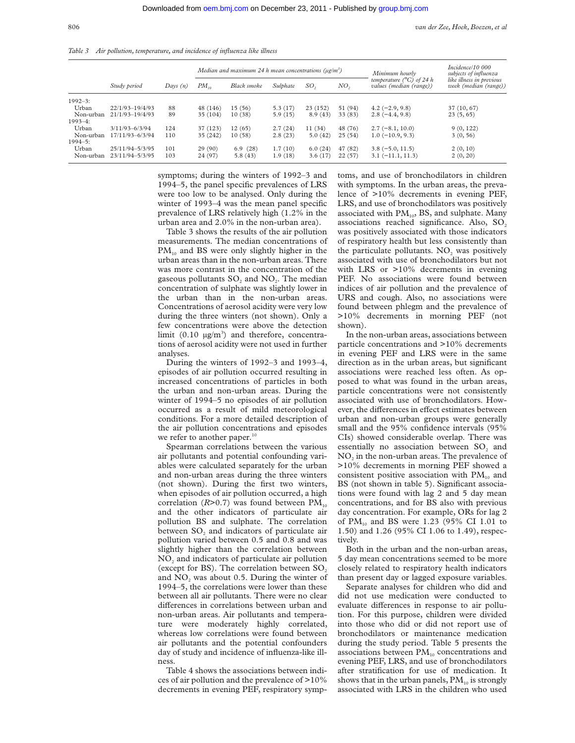*Table 3 Air pollution, temperature, and incidence of influenza like illness*

| | Study period | Days (n) | Median and maximum 24 h mean concentrations (μg/m³) | | | | | Minimum hourly temperature (°C) of 24 h values (median (range)) | Incidence/10 000 subjects of influenza like illness in previous week (median (range)) |
|---|---|---|---|---|---|---|---|---|---|
| | | | $PM_{10}$ | Black smoke | Sulphate | $SO_2$ | $NO_2$ | | |
| 1992–3: | | | | | | | | | |
| Urban | 22/1/93–19/4/93 | 88 | 48 (146) | 15 (56) | 5.3 (17) | 23 (152) | 51 (94) | 4.2 (−2.9, 9.8) | 37 (10, 67) |
| Non-urban | 21/1/93–19/4/93 | 89 | 35 (104) | 10 (38) | 5.9 (15) | 8.9 (43) | 33 (83) | 2.8 (−4.4, 9.8) | 23 (5, 65) |
| 1993–4: | | | | | | | | | |
| Urban | 3/11/93–6/3/94 | 124 | 37 (123) | 12 (65) | 2.7 (24) | 11 (34) | 48 (76) | 2.7 (−8.1, 10.0) | 9 (0, 122) |
| Non-urban | 17/11/93–6/3/94 | 110 | 35 (242) | 10 (58) | 2.8 (23) | 5.0 (42) | 25 (54) | 1.0 (−10.9, 9.3) | 3 (0, 56) |
| 1994–5: | | | | | | | | | |
| Urban | 25/11/94–5/3/95 | 101 | 29 (90) | 6.9 (28) | 1.7 (10) | 6.0 (24) | 47 (82) | 3.8 (−5.0, 11.5) | 2 (0, 10) |
| Non-urban | 23/11/94–5/3/95 | 103 | 24 (97) | 5.8 (43) | 1.9 (18) | 3.6 (17) | 22 (57) | 3.1 (−11.1, 11.3) | 2 (0, 20) |

symptoms; during the winters of 1992–3 and 1994–5, the panel specific prevalences of LRS were too low to be analysed. Only during the winter of 1993–4 was the mean panel specific prevalence of LRS relatively high (1.2% in the urban area and 2.0% in the non-urban area).

Table 3 shows the results of the air pollution measurements. The median concentrations of $PM_{10}$ and BS were only slightly higher in the urban areas than in the non-urban areas. There was more contrast in the concentration of the gaseous pollutants $SO_2$ and $NO_2$. The median concentration of sulphate was slightly lower in the urban than in the non-urban areas. Concentrations of aerosol acidity were very low during the three winters (not shown). Only a few concentrations were above the detection limit (0.10 μg/m³) and therefore, concentrations of aerosol acidity were not used in further analyses.

During the winters of 1992–3 and 1993–4, episodes of air pollution occurred resulting in increased concentrations of particles in both the urban and non-urban areas. During the winter of 1994–5 no episodes of air pollution occurred as a result of mild meteorological conditions. For a more detailed description of the air pollution concentrations and episodes we refer to another paper.[10]

Spearman correlations between the various air pollutants and potential confounding variables were calculated separately for the urban and non-urban areas during the three winters (not shown). During the first two winters, when episodes of air pollution occurred, a high correlation ($R$>0.7) was found between $PM_{10}$ and the other indicators of particulate air pollution BS and sulphate. The correlation between $SO_2$ and indicators of particulate air pollution varied between 0.5 and 0.8 and was slightly higher than the correlation between $NO_2$ and indicators of particulate air pollution (except for BS). The correlation between $SO_2$ and $NO_2$ was about 0.5. During the winter of 1994–5, the correlations were lower than those between all air pollutants. There were no clear differences in correlations between urban and non-urban areas. Air pollutants and temperature were moderately highly correlated, whereas low correlations were found between air pollutants and the potential confounders day of study and incidence of influenza-like illness.

Table 4 shows the associations between indices of air pollution and the prevalence of >10% decrements in evening PEF, respiratory symptoms, and use of bronchodilators in children with symptoms. In the urban areas, the prevalence of >10% decrements in evening PEF, LRS, and use of bronchodilators was positively associated with $PM_{10}$, BS, and sulphate. Many associations reached significance. Also, $SO_2$ was positively associated with those indicators of respiratory health but less consistently than the particulate pollutants. $NO_2$ was positively associated with use of bronchodilators but not with LRS or >10% decrements in evening PEF. No associations were found between indices of air pollution and the prevalence of URS and cough. Also, no associations were found between phlegm and the prevalence of >10% decrements in morning PEF (not shown).

In the non-urban areas, associations between particle concentrations and >10% decrements in evening PEF and LRS were in the same direction as in the urban areas, but significant associations were reached less often. As opposed to what was found in the urban areas, particle concentrations were not consistently associated with use of bronchodilators. However, the differences in effect estimates between urban and non-urban groups were generally small and the 95% confidence intervals (95% CIs) showed considerable overlap. There was essentially no association between $SO_2$ and $NO_2$ in the non-urban areas. The prevalence of >10% decrements in morning PEF showed a consistent positive association with $PM_{10}$ and BS (not shown in table 5). Significant associations were found with lag 2 and 5 day mean concentrations, and for BS also with previous day concentration. For example, ORs for lag 2 of $PM_{10}$ and BS were 1.23 (95% CI 1.01 to 1.50) and 1.26 (95% CI 1.06 to 1.49), respectively.

Both in the urban and the non-urban areas, 5 day mean concentrations seemed to be more closely related to respiratory health indicators than present day or lagged exposure variables.

Separate analyses for children who did and did not use medication were conducted to evaluate differences in response to air pollution. For this purpose, children were divided into those who did or did not report use of bronchodilators or maintenance medication during the study period. Table 5 presents the associations between $PM_{10}$ concentrations and evening PEF, LRS, and use of bronchodilators after stratification for use of medication. It shows that in the urban panels, $PM_{10}$ is strongly associated with LRS in the children who used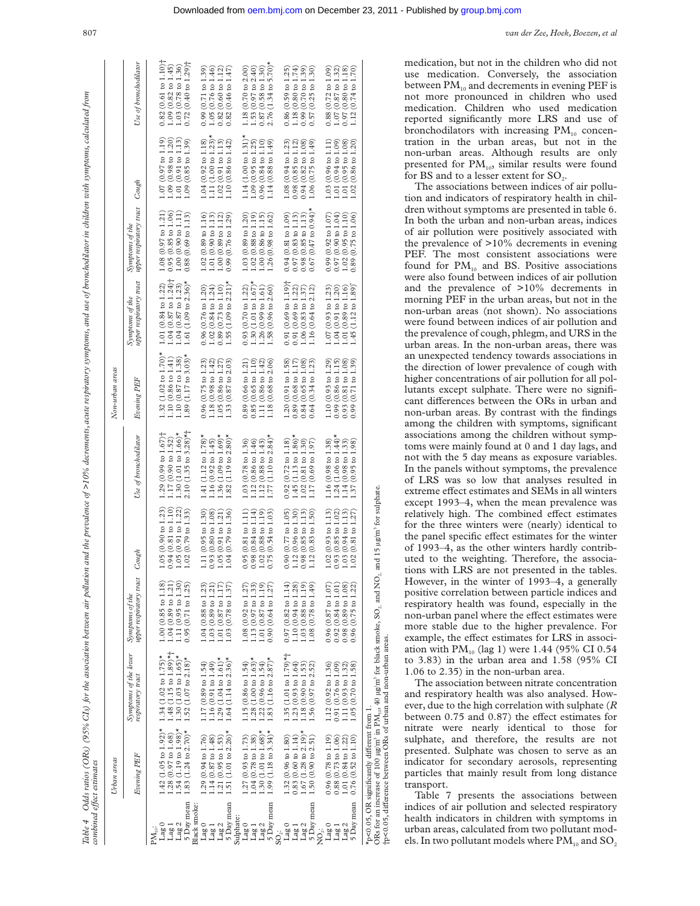*Table 4 Odds ratios (ORs) (95% CIs) for the association between air pollution and the prevalence of >10% decrements, acute respiratory symptoms, and use of bronchodilator in children with symptoms, calculated from combined effect estimates*

| | Urban areas | | | | | Non-urban areas | | | | |
|---|---|---|---|---|---|---|---|---|---|---|
| | Evening PEF | Symptoms of the lower respiratory tract | Symptoms of the upper respiratory tract | Cough | Use of bronchodilator | Evening PEF | Symptoms of the upper respiratory tract | Symptoms of the upper respiratory tract | Cough | Use of bronchodilator |
| $PM_{10}$: | | | | | | | | | | |
| Lag 0 | 1.42 (1.05 to 1.92)* | 1.34 (1.02 to 1.75)* | 1.00 (0.85 to 1.18) | 1.05 (0.90 to 1.23) | 1.29 (0.99 to 1.67)† | 1.32 (1.02 to 1.70)* | 1.01 (0.84 to 1.22) | 1.08 (0.97 to 1.21) | 1.07 (0.97 to 1.19) | 0.82 (0.61 to 1.10)† |
| Lag 1 | 1.28 (0.97 to 1.68) | 1.48 (1.15 to 1.89)*† | 1.04 (0.89 to 1.21) | 0.94 (0.81 to 1.10) | 1.17 (0.90 to 1.52) | 1.10 (0.86 to 1.41) | 1.04 (0.87 to 1.24)† | 0.95 (0.85 to 1.06) | 1.09 (0.98 to 1.20) | 1.09 (0.82 to 1.45) |
| Lag 2 | 1.54 (1.19 to 1.98)* | 1.30 (1.03 to 1.65)* | 1.11 (0.95 to 1.30) | 1.05 (0.91 to 1.22) | 1.30 (1.01 to 1.66)* | 1.10 (0.87 to 1.38) | 1.04 (0.87 to 1.23) | 1.00 (0.90 to 1.11) | 1.01 (0.91 to 1.13) | 1.03 (0.78 to 1.36) |
| 5 Day mean | 1.83 (1.24 to 2.70)* | 1.52 (1.07 to 2.18)* | 0.95 (0.71 to 1.25) | 1.02 (0.79 to 1.33) | 2.10 (1.35 to 3.28)*† | 1.89 (1.17 to 3.03)* | 1.61 (1.09 to 2.36)* | 0.88 (0.69 to 1.13) | 1.09 (0.85 to 1.39) | 0.72 (0.40 to 1.29)† |
| Black smoke: | | | | | | | | | | |
| Lag 0 | 1.29 (0.94 to 1.76) | 1.17 (0.89 to 1.54) | 1.04 (0.88 to 1.23) | 1.11 (0.95 to 1.30) | 1.41 (1.12 to 1.78)* | 0.96 (0.75 to 1.23) | 0.96 (0.76 to 1.20) | 1.02 (0.89 to 1.16) | 1.04 (0.92 to 1.18) | 0.99 (0.71 to 1.39) |
| Lag 1 | 1.14 (0.87 to 1.48) | 1.16 (0.91 to 1.49) | 1.03 (0.89 to 1.21) | 0.93 (0.80 to 1.08) | 1.16 (0.92 to 1.45) | 1.18 (0.98 to 1.42) | 1.02 (0.84 to 1.24) | 1.01 (0.90 to 1.13) | 1.11 (1.00 to 1.23)* | 1.05 (0.76 to 1.46) |
| Lag 2 | 1.21 (0.95 to 1.53) | 1.29 (1.04 to 1.61)* | 1.01 (0.87 to 1.17) | 1.05 (0.91 to 1.21) | 1.36 (1.09 to 1.69)* | 1.05 (0.86 to 1.27) | 0.89 (0.73 to 1.10) | 1.00 (0.89 to 1.12) | 1.02 (0.91 to 1.13) | 0.82 (0.60 to 1.12) |
| 5 Day mean | 1.51 (1.01 to 2.26)* | 1.64 (1.14 to 2.36)* | 1.03 (0.78 to 1.37) | 1.04 (0.79 to 1.36) | 1.82 (1.19 to 2.80)* | 1.33 (0.87 to 2.03) | 1.55 (1.09 to 2.21)* | 0.99 (0.76 to 1.29) | 1.10 (0.86 to 1.42) | 0.82 (0.46 to 1.47) |
| Sulphate: | | | | | | | | | | |
| Lag 0 | 1.27 (0.93 to 1.73) | 1.15 (0.86 to 1.54) | 1.08 (0.92 to 1.27) | 0.95 (0.81 to 1.11) | 1.03 (0.78 to 1.36) | 0.89 (0.66 to 1.21) | 0.93 (0.70 to 1.22) | 1.03 (0.89 to 1.20) | 1.14 (1.00 to 1.31)* | 1.18 (0.70 to 2.00) |
| Lag 1 | 1.04 (0.78 to 1.38) | 1.28 (1.00 to 1.63)* | 1.13 (0.97 to 1.33) | 0.98 (0.84 to 1.14) | 1.12 (0.86 to 1.46) | 0.85 (0.65 to 1.10) | 1.30 (1.01 to 1.67)* | 1.02 (0.88 to 1.19) | 1.09 (0.95 to 1.25) | 1.53 (0.97 to 2.40) |
| Lag 2 | 1.30 (1.01 to 1.68)* | 1.22 (0.96 to 1.54) | 1.01 (0.87 to 1.19) | 1.02 (0.88 to 1.19) | 1.12 (0.88 to 1.43) | 1.11 (0.86 to 1.42) | 1.26 (0.99 to 1.61) | 1.00 (0.86 to 1.15) | 0.96 (0.84 to 1.10) | 0.87 (0.58 to 1.30) |
| 5 Day mean | 1.99 (1.18 to 3.34)* | 1.83 (1.16 to 2.87)* | 0.90 (0.64 to 1.27) | 0.75 (0.54 to 1.03) | 1.77 (1.10 to 2.84)* | 1.18 (0.68 to 2.06) | 1.58 (0.96 to 2.60) | 1.26 (0.98 to 1.62) | 1.14 (0.88 to 1.49) | 2.76 (1.34 to 5.70)* |
| $SO_2$: | | | | | | | | | | |
| Lag 0 | 1.32 (0.96 to 1.80) | 1.35 (1.01 to 1.79)*† | 0.97 (0.82 to 1.14) | 0.90 (0.77 to 1.05) | 0.92 (0.72 to 1.18) | 1.20 (0.91 to 1.58) | 0.91 (0.69 to 1.19)† | 0.94 (0.81 to 1.09) | 1.08 (0.94 to 1.23) | 0.86 (0.59 to 1.25) |
| Lag 1 | 0.83 (0.60 to 1.14) | 1.23 (0.93 to 1.64) | 1.10 (0.94 to 1.28) | 1.12 (0.96 to 1.30) | 1.45 (1.13 to 1.86)* | 0.89 (0.68 to 1.17) | 0.91 (0.69 to 1.22) | 0.97 (0.83 to 1.13) | 0.98 (0.85 to 1.12) | 1.18 (0.80 to 1.74) |
| Lag 2 | 1.67 (1.28 to 2.19)* | 1.18 (0.90 to 1.53) | 1.03 (0.88 to 1.19) | 0.98 (0.85 to 1.13) | 1.02 (0.81 to 1.30) | 0.84 (0.65 to 1.08) | 1.06 (0.83 to 1.37) | 0.98 (0.85 to 1.13) | 0.94 (0.82 to 1.08) | 0.99 (0.70 to 1.39) |
| 5 Day mean | 1.50 (0.90 to 2.51) | 1.56 (0.97 to 2.52) | 1.08 (0.78 to 1.49) | 1.12 (0.83 to 1.50) | 1.17 (0.69 to 1.97) | 0.64 (0.34 to 1.23) | 1.16 (0.64 to 2.12) | 0.67 (0.47 to 0.94)* | 1.06 (0.75 to 1.49) | 0.57 (0.25 to 1.30) |
| $NO_2$: | | | | | | | | | | |
| Lag 0 | 0.96 (0.78 to 1.19) | 1.12 (0.92 to 1.36) | 0.96 (0.87 to 1.07) | 1.02 (0.93 to 1.13) | 1.16 (0.98 to 1.38) | 1.10 (0.93 to 1.29) | 1.07 (0.93 to 1.23) | 0.99 (0.92 to 1.07) | 1.03 (0.96 to 1.11) | 0.88 (0.72 to 1.09) |
| Lag 1 | 0.88 (0.73 to 1.06) | 0.91 (0.76 to 1.09) | 0.92 (0.84 to 1.01) | 0.93 (0.85 to 1.02) | 1.24 (1.06 to 1.44)* | 0.99 (0.86 to 1.15) | 1.04 (0.91 to 1.20) | 0.97 (0.90 to 1.04) | 1.01 (0.94 to 1.09) | 1.07 (0.87 to 1.32) |
| Lag 2 | 1.01 (0.84 to 1.22) | 1.11 (0.93 to 1.32) | 0.98 (0.89 to 1.08) | 1.03 (0.94 to 1.13) | 1.14 (0.98 to 1.33) | 0.93 (0.81 to 1.08) | 1.01 (0.89 to 1.16) | 1.02 (0.95 to 1.10) | 1.01 (0.95 to 1.08) | 0.97 (0.80 to 1.18) |
| 5 Day mean | 0.76 (0.52 to 1.10) | 1.05 (0.70 to 1.58) | 0.96 (0.75 to 1.22) | 1.02 (0.81 to 1.27) | 1.37 (0.95 to 1.98) | 0.99 (0.71 to 1.39) | 1.45 (1.12 to 1.89)* | 0.89 (0.75 to 1.06) | 1.02 (0.86 to 1.20) | 1.12 (0.74 to 1.70) |

*p<0.05, OR significantly different from 1.
ORs for an increase of 100 μg/m³ in $PM_{10}$, 40 μg/m³ for black smoke, $SO_2$, and $NO_2$, and 15 μg/m³ for sulphate.
†p<0.05, difference between ORs of urban and non-urban areas.

medication, but not in the children who did not use medication. Conversely, the association between $PM_{10}$ and decrements in evening PEF is not more pronounced in children who used medication. Children who used medication reported significantly more LRS and use of bronchodilators with increasing $PM_{10}$ concentration in the urban areas, but not in the non-urban areas. Although results are only presented for $PM_{10}$, similar results were found for BS and to a lesser extent for $SO_2$.

The associations between indices of air pollution and indicators of respiratory health in children without symptoms are presented in table 6. In both the urban and non-urban areas, indices of air pollution were positively associated with the prevalence of >10% decrements in evening PEF. The most consistent associations were found for $PM_{10}$ and BS. Positive associations were also found between indices of air pollution and the prevalence of >10% decrements in morning PEF in the urban areas, but not in the non-urban areas (not shown). No associations were found between indices of air pollution and the prevalence of cough, phlegm, and URS in the urban areas. In the non-urban areas, there was an unexpected tendency towards associations in the direction of lower prevalence of cough with higher concentrations of air pollution for all pollutants except sulphate. There were no significant differences between the ORs in urban and non-urban areas. By contrast with the findings among the children with symptoms, significant associations among the children without symptoms were mainly found at 0 and 1 day lags, and not with the 5 day means as exposure variables. In the panels without symptoms, the prevalence of LRS was so low that analyses resulted in extreme effect estimates and SEMs in all winters except 1993–4, when the mean prevalence was relatively high. The combined effect estimates for the three winters were (nearly) identical to the panel specific effect estimates for the winter of 1993–4, as the other winters hardly contributed to the weighting. Therefore, the associations with LRS are not presented in the tables. However, in the winter of 1993–4, a generally positive correlation between particle indices and respiratory health was found, especially in the non-urban panel where the effect estimates were more stable due to the higher prevalence. For example, the effect estimates for LRS in association with $PM_{10}$ (lag 1) were 1.44 (95% CI 0.54 to 3.83) in the urban area and 1.58 (95% CI 1.06 to 2.35) in the non-urban area.

The association between nitrate concentration and respiratory health was also analysed. However, due to the high correlation with sulphate ($R$ between 0.75 and 0.87) the effect estimates for nitrate were nearly identical to those for sulphate, and therefore, the results are not presented. Sulphate was chosen to serve as an indicator for secondary aerosols, representing particles that mainly result from long distance transport.

Table 7 presents the associations between indices of air pollution and selected respiratory health indicators in children with symptoms in urban areas, calculated from two pollutant models. In two pollutant models where $PM_{10}$ and $SO_2$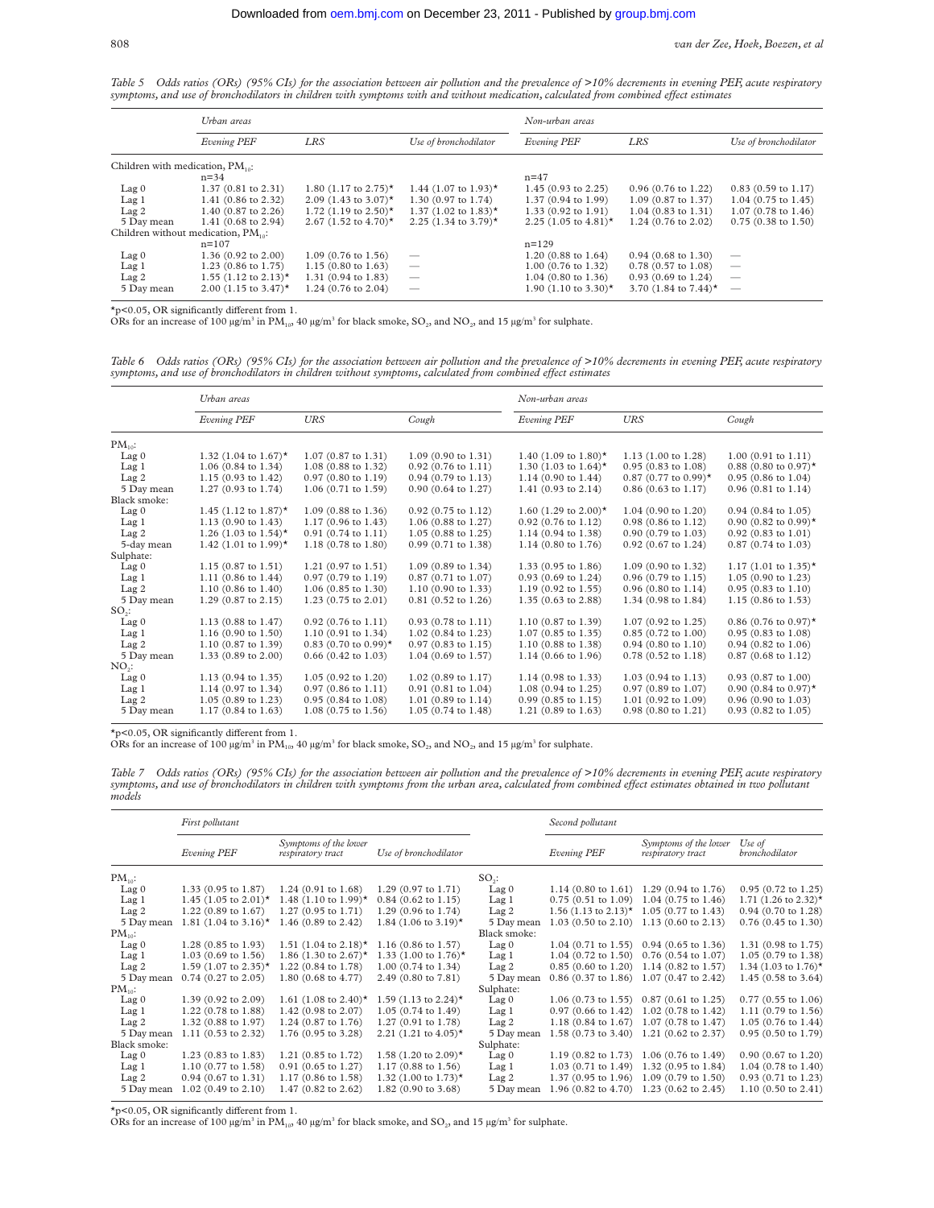*Table 5 Odds ratios (ORs) (95% CIs) for the association between air pollution and the prevalence of >10% decrements in evening PEF, acute respiratory symptoms, and use of bronchodilators in children with symptoms with and without medication, calculated from combined effect estimates*

| | Urban areas | | | Non-urban areas | | |
|---|---|---|---|---|---|---|
| | Evening PEF | LRS | Use of bronchodilator | Evening PEF | LRS | Use of bronchodilator |
| Children with medication, $PM_{10}$: | | | | | | |
| | n=34 | | | n=47 | | |
| Lag 0 | 1.37 (0.81 to 2.31) | 1.80 (1.17 to 2.75)* | 1.44 (1.07 to 1.93)* | 1.45 (0.93 to 2.25) | 0.96 (0.76 to 1.22) | 0.83 (0.59 to 1.17) |
| Lag 1 | 1.41 (0.86 to 2.32) | 2.09 (1.43 to 3.07)* | 1.30 (0.97 to 1.74) | 1.37 (0.94 to 1.99) | 1.09 (0.87 to 1.37) | 1.04 (0.75 to 1.45) |
| Lag 2 | 1.40 (0.87 to 2.26) | 1.72 (1.19 to 2.50)* | 1.37 (1.02 to 1.83)* | 1.33 (0.92 to 1.91) | 1.04 (0.83 to 1.31) | 1.07 (0.78 to 1.46) |
| 5 Day mean | 1.41 (0.68 to 2.94) | 2.67 (1.52 to 4.70)* | 2.25 (1.34 to 3.79)* | 2.25 (1.05 to 4.81)* | 1.24 (0.76 to 2.02) | 0.75 (0.38 to 1.50) |
| Children without medication, $PM_{10}$: | | | | | | |
| | n=107 | | | n=129 | | |
| Lag 0 | 1.36 (0.92 to 2.00) | 1.09 (0.76 to 1.56) | — | 1.20 (0.88 to 1.64) | 0.94 (0.68 to 1.30) | — |
| Lag 1 | 1.23 (0.86 to 1.75) | 1.15 (0.80 to 1.63) | — | 1.00 (0.76 to 1.32) | 0.78 (0.57 to 1.08) | — |
| Lag 2 | 1.55 (1.12 to 2.13)* | 1.31 (0.94 to 1.83) | — | 1.04 (0.80 to 1.36) | 0.93 (0.69 to 1.24) | — |
| 5 Day mean | 2.00 (1.15 to 3.47)* | 1.24 (0.76 to 2.04) | — | 1.90 (1.10 to 3.30)* | 3.70 (1.84 to 7.44)* | — |

*p<0.05, OR significantly different from 1.
ORs for an increase of 100 μg/m³ in $PM_{10}$, 40 μg/m³ for black smoke, $SO_2$, and $NO_2$, and 15 μg/m³ for sulphate.

*Table 6 Odds ratios (ORs) (95% CIs) for the association between air pollution and the prevalence of >10% decrements in evening PEF, acute respiratory symptoms, and use of bronchodilators in children without symptoms, calculated from combined effect estimates*

| | Urban areas | | | Non-urban areas | | |
|---|---|---|---|---|---|---|
| | Evening PEF | URS | Cough | Evening PEF | URS | Cough |
| $PM_{10}$: | | | | | | |
| Lag 0 | 1.32 (1.04 to 1.67)* | 1.07 (0.87 to 1.31) | 1.09 (0.90 to 1.31) | 1.40 (1.09 to 1.80)* | 1.13 (1.00 to 1.28) | 1.00 (0.91 to 1.11) |
| Lag 1 | 1.06 (0.84 to 1.34) | 1.08 (0.88 to 1.32) | 0.92 (0.76 to 1.11) | 1.30 (1.03 to 1.64)* | 0.95 (0.83 to 1.08) | 0.88 (0.80 to 0.97)* |
| Lag 2 | 1.15 (0.93 to 1.42) | 0.97 (0.80 to 1.19) | 0.94 (0.79 to 1.13) | 1.14 (0.90 to 1.44) | 0.87 (0.77 to 0.99)* | 0.95 (0.86 to 1.04) |
| 5 Day mean | 1.27 (0.93 to 1.74) | 1.06 (0.71 to 1.59) | 0.90 (0.64 to 1.27) | 1.41 (0.93 to 2.14) | 0.86 (0.63 to 1.17) | 0.96 (0.81 to 1.14) |
| Black smoke: | | | | | | |
| Lag 0 | 1.45 (1.12 to 1.87)* | 1.09 (0.88 to 1.36) | 0.92 (0.75 to 1.12) | 1.60 (1.29 to 2.00)* | 1.04 (0.90 to 1.20) | 0.94 (0.84 to 1.05) |
| Lag 1 | 1.13 (0.90 to 1.43) | 1.17 (0.96 to 1.43) | 1.06 (0.88 to 1.27) | 0.92 (0.76 to 1.12) | 0.98 (0.86 to 1.12) | 0.90 (0.82 to 0.99)* |
| Lag 2 | 1.26 (1.03 to 1.54)* | 0.91 (0.74 to 1.11) | 1.05 (0.88 to 1.25) | 1.14 (0.94 to 1.38) | 0.90 (0.79 to 1.03) | 0.92 (0.83 to 1.01) |
| 5-day mean | 1.42 (1.01 to 1.99)* | 1.18 (0.78 to 1.80) | 0.99 (0.71 to 1.38) | 1.14 (0.80 to 1.76) | 0.92 (0.67 to 1.24) | 0.87 (0.74 to 1.03) |
| Sulphate: | | | | | | |
| Lag 0 | 1.15 (0.87 to 1.51) | 1.21 (0.97 to 1.51) | 1.09 (0.89 to 1.34) | 1.33 (0.95 to 1.86) | 1.09 (0.90 to 1.32) | 1.17 (1.01 to 1.35)* |
| Lag 1 | 1.11 (0.86 to 1.44) | 0.97 (0.79 to 1.19) | 0.87 (0.71 to 1.07) | 0.93 (0.69 to 1.24) | 0.96 (0.79 to 1.15) | 1.05 (0.90 to 1.23) |
| Lag 2 | 1.10 (0.86 to 1.40) | 1.06 (0.85 to 1.30) | 1.10 (0.90 to 1.33) | 1.19 (0.92 to 1.55) | 0.96 (0.80 to 1.14) | 0.95 (0.83 to 1.10) |
| 5 Day mean | 1.29 (0.87 to 2.15) | 1.23 (0.75 to 2.01) | 0.81 (0.52 to 1.26) | 1.35 (0.63 to 2.88) | 1.34 (0.98 to 1.84) | 1.15 (0.86 to 1.53) |
| $SO_2$: | | | | | | |
| Lag 0 | 1.13 (0.88 to 1.47) | 0.92 (0.76 to 1.11) | 0.93 (0.78 to 1.11) | 1.10 (0.87 to 1.39) | 1.07 (0.92 to 1.25) | 0.86 (0.76 to 0.97)* |
| Lag 1 | 1.16 (0.90 to 1.50) | 1.10 (0.91 to 1.34) | 1.02 (0.84 to 1.23) | 1.07 (0.85 to 1.35) | 0.85 (0.72 to 1.00) | 0.95 (0.83 to 1.08) |
| Lag 2 | 1.10 (0.87 to 1.39) | 0.83 (0.70 to 0.99)* | 0.97 (0.83 to 1.15) | 1.10 (0.88 to 1.38) | 0.94 (0.80 to 1.10) | 0.94 (0.82 to 1.06) |
| 5 Day mean | 1.33 (0.89 to 2.00) | 0.66 (0.42 to 1.03) | 1.04 (0.69 to 1.57) | 1.14 (0.66 to 1.96) | 0.78 (0.52 to 1.18) | 0.87 (0.68 to 1.12) |
| $NO_2$: | | | | | | |
| Lag 0 | 1.13 (0.94 to 1.35) | 1.05 (0.92 to 1.20) | 1.02 (0.89 to 1.17) | 1.14 (0.98 to 1.33) | 1.03 (0.94 to 1.13) | 0.93 (0.87 to 1.00) |
| Lag 1 | 1.14 (0.97 to 1.34) | 0.97 (0.86 to 1.11) | 0.91 (0.81 to 1.04) | 1.08 (0.94 to 1.25) | 0.97 (0.89 to 1.07) | 0.90 (0.84 to 0.97)* |
| Lag 2 | 1.05 (0.89 to 1.23) | 0.95 (0.84 to 1.08) | 1.01 (0.89 to 1.14) | 0.99 (0.85 to 1.15) | 1.01 (0.92 to 1.09) | 0.96 (0.90 to 1.03) |
| 5 Day mean | 1.17 (0.84 to 1.63) | 1.08 (0.75 to 1.56) | 1.05 (0.74 to 1.48) | 1.21 (0.89 to 1.63) | 0.98 (0.80 to 1.21) | 0.93 (0.82 to 1.05) |

*p<0.05, OR significantly different from 1.
ORs for an increase of 100 μg/m³ in $PM_{10}$, 40 μg/m³ for black smoke, $SO_2$, and $NO_2$, and 15 μg/m³ for sulphate.

*Table 7 Odds ratios (ORs) (95% CIs) for the association between air pollution and the prevalence of >10% decrements in evening PEF, acute respiratory symptoms, and use of bronchodilators in children with symptoms from the urban area, calculated from combined effect estimates obtained in two pollutant models*

| | First pollutant | | | | Second pollutant | | |
|---|---|---|---|---|---|---|---|
| | Evening PEF | Symptoms of the lower respiratory tract | Use of bronchodilator | | Evening PEF | Symptoms of the lower respiratory tract | Use of bronchodilator |
| $PM_{10}$: | | | | $SO_2$: | | | |
| Lag 0 | 1.33 (0.95 to 1.87) | 1.24 (0.91 to 1.68) | 1.29 (0.97 to 1.71) | Lag 0 | 1.14 (0.80 to 1.61) | 1.29 (0.94 to 1.76) | 0.95 (0.72 to 1.25) |
| Lag 1 | 1.45 (1.05 to 2.01)* | 1.48 (1.10 to 1.99)* | 0.84 (0.62 to 1.15) | Lag 1 | 0.75 (0.51 to 1.09) | 1.04 (0.75 to 1.46) | 1.71 (1.26 to 2.32)* |
| Lag 2 | 1.22 (0.89 to 1.67) | 1.27 (0.95 to 1.71) | 1.29 (0.96 to 1.74) | Lag 2 | 1.56 (1.13 to 2.13)* | 1.05 (0.77 to 1.43) | 0.94 (0.70 to 1.28) |
| 5 Day mean | 1.81 (1.04 to 3.16)* | 1.46 (0.89 to 2.42) | 1.84 (1.06 to 3.19)* | 5 Day mean | 1.03 (0.50 to 2.10) | 1.13 (0.60 to 2.13) | 0.76 (0.45 to 1.30) |
| $PM_{10}$: | | | | Black smoke: | | | |
| Lag 0 | 1.28 (0.85 to 1.93) | 1.51 (1.04 to 2.18)* | 1.16 (0.86 to 1.57) | Lag 0 | 1.04 (0.71 to 1.55) | 0.94 (0.65 to 1.36) | 1.31 (0.98 to 1.75) |
| Lag 1 | 1.03 (0.69 to 1.56) | 1.86 (1.30 to 2.67)* | 1.33 (1.00 to 1.76)* | Lag 1 | 1.04 (0.72 to 1.50) | 0.76 (0.54 to 1.07) | 1.05 (0.79 to 1.38) |
| Lag 2 | 1.59 (1.07 to 2.35)* | 1.22 (0.84 to 1.78) | 1.00 (0.74 to 1.34) | Lag 2 | 0.85 (0.60 to 1.20) | 1.14 (0.82 to 1.57) | 1.34 (1.03 to 1.76)* |
| 5 Day mean | 0.74 (0.27 to 2.05) | 1.80 (0.68 to 4.77) | 2.49 (0.80 to 7.81) | 5 Day mean | 0.86 (0.37 to 1.86) | 1.07 (0.47 to 2.42) | 1.45 (0.58 to 3.64) |
| $PM_{10}$: | | | | Sulphate: | | | |
| Lag 0 | 1.39 (0.92 to 2.09) | 1.61 (1.08 to 2.40)* | 1.59 (1.13 to 2.24)* | Lag 0 | 1.06 (0.73 to 1.55) | 0.87 (0.61 to 1.25) | 0.77 (0.55 to 1.06) |
| Lag 1 | 1.22 (0.78 to 1.88) | 1.42 (0.98 to 2.07) | 1.05 (0.74 to 1.49) | Lag 1 | 0.97 (0.66 to 1.42) | 1.02 (0.78 to 1.42) | 1.11 (0.79 to 1.56) |
| Lag 2 | 1.32 (0.88 to 1.97) | 1.24 (0.87 to 1.76) | 1.27 (0.91 to 1.78) | Lag 2 | 1.18 (0.84 to 1.67) | 1.07 (0.78 to 1.47) | 1.05 (0.76 to 1.44) |
| 5 Day mean | 1.11 (0.53 to 2.32) | 1.76 (0.95 to 3.28) | 2.21 (1.21 to 4.05)* | 5 Day mean | 1.58 (0.73 to 3.40) | 1.21 (0.62 to 2.37) | 0.95 (0.50 to 1.79) |
| Black smoke: | | | | Sulphate: | | | |
| Lag 0 | 1.23 (0.83 to 1.83) | 1.21 (0.85 to 1.72) | 1.58 (1.20 to 2.09)* | Lag 0 | 1.19 (0.82 to 1.73) | 1.06 (0.76 to 1.49) | 0.90 (0.67 to 1.20) |
| Lag 1 | 1.10 (0.77 to 1.58) | 0.91 (0.65 to 1.27) | 1.17 (0.88 to 1.56) | Lag 1 | 1.03 (0.71 to 1.49) | 1.32 (0.95 to 1.84) | 1.04 (0.78 to 1.40) |
| Lag 2 | 0.94 (0.67 to 1.31) | 1.17 (0.86 to 1.58) | 1.32 (1.00 to 1.73)* | Lag 2 | 1.37 (0.95 to 1.96) | 1.09 (0.79 to 1.50) | 0.93 (0.71 to 1.23) |
| 5 Day mean | 1.02 (0.49 to 2.10) | 1.47 (0.82 to 2.62) | 1.82 (0.90 to 3.68) | 5 Day mean | 1.96 (0.82 to 4.70) | 1.23 (0.62 to 2.45) | 1.10 (0.50 to 2.41) |

*p<0.05, OR significantly different from 1.
ORs for an increase of 100 μg/m³ in $PM_{10}$, 40 μg/m³ for black smoke, and $SO_2$, and 15 μg/m³ for sulphate.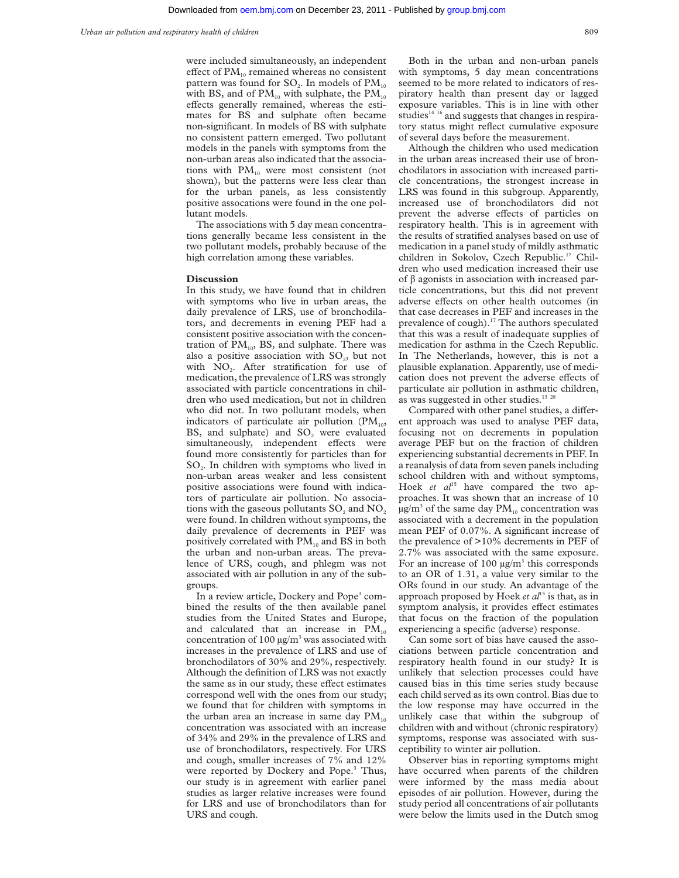were included simultaneously, an independent effect of $PM_{10}$ remained whereas no consistent pattern was found for $SO_2$. In models of $PM_{10}$ with BS, and of $PM_{10}$ with sulphate, the $PM_{10}$ effects generally remained, whereas the estimates for BS and sulphate often became non-significant. In models of BS with sulphate no consistent pattern emerged. Two pollutant models in the panels with symptoms from the non-urban areas also indicated that the associations with $PM_{10}$ were most consistent (not shown), but the patterns were less clear than for the urban panels, as less consistently positive assocations were found in the one pollutant models.

The associations with 5 day mean concentrations generally became less consistent in the two pollutant models, probably because of the high correlation among these variables.

## Discussion

In this study, we have found that in children with symptoms who live in urban areas, the daily prevalence of LRS, use of bronchodilators, and decrements in evening PEF had a consistent positive association with the concentration of $PM_{10}$, BS, and sulphate. There was also a positive association with $SO_2$, but not with $NO_2$. After stratification for use of medication, the prevalence of LRS was strongly associated with particle concentrations in children who used medication, but not in children who did not. In two pollutant models, when indicators of particulate air pollution ($PM_{10}$, BS, and sulphate) and $SO_2$ were evaluated simultaneously, independent effects were found more consistently for particles than for $SO_2$. In children with symptoms who lived in non-urban areas weaker and less consistent positive associations were found with indicators of particulate air pollution. No associations with the gaseous pollutants $SO_2$ and $NO_2$ were found. In children without symptoms, the daily prevalence of decrements in PEF was positively correlated with $PM_{10}$ and BS in both the urban and non-urban areas. The prevalence of URS, cough, and phlegm was not associated with air pollution in any of the subgroups.

In a review article, Dockery and Pope[3] combined the results of the then available panel studies from the United States and Europe, and calculated that an increase in $PM_{10}$ concentration of 100 $\mu g/m^3$ was associated with increases in the prevalence of LRS and use of bronchodilators of 30% and 29%, respectively. Although the definition of LRS was not exactly the same as in our study, these effect estimates correspond well with the ones from our study; we found that for children with symptoms in the urban area an increase in same day $PM_{10}$ concentration was associated with an increase of 34% and 29% in the prevalence of LRS and use of bronchodilators, respectively. For URS and cough, smaller increases of 7% and 12% were reported by Dockery and Pope.[3] Thus, our study is in agreement with earlier panel studies as larger relative increases were found for LRS and use of bronchodilators than for URS and cough.

Both in the urban and non-urban panels with symptoms, 5 day mean concentrations seemed to be more related to indicators of respiratory health than present day or lagged exposure variables. This is in line with other studies[14 16] and suggests that changes in respiratory status might reflect cumulative exposure of several days before the measurement.

Although the children who used medication in the urban areas increased their use of bronchodilators in association with increased particle concentrations, the strongest increase in LRS was found in this subgroup. Apparently, increased use of bronchodilators did not prevent the adverse effects of particles on respiratory health. This is in agreement with the results of stratified analyses based on use of medication in a panel study of mildly asthmatic children in Sokolov, Czech Republic.[17] Children who used medication increased their use of β agonists in association with increased particle concentrations, but this did not prevent adverse effects on other health outcomes (in that case decreases in PEF and increases in the prevalence of cough).[17] The authors speculated that this was a result of inadequate supplies of medication for asthma in the Czech Republic. In The Netherlands, however, this is not a plausible explanation. Apparently, use of medication does not prevent the adverse effects of particulate air pollution in asthmatic children, as was suggested in other studies.[13 28]

Compared with other panel studies, a different approach was used to analyse PEF data, focusing not on decrements in population average PEF but on the fraction of children experiencing substantial decrements in PEF. In a reanalysis of data from seven panels including school children with and without symptoms, Hoek *et al*[15] have compared the two approaches. It was shown that an increase of 10 $\mu g/m^3$ of the same day $PM_{10}$ concentration was associated with a decrement in the population mean PEF of 0.07%. A significant increase of the prevalence of >10% decrements in PEF of 2.7% was associated with the same exposure. For an increase of 100 $\mu g/m^3$ this corresponds to an OR of 1.31, a value very similar to the ORs found in our study. An advantage of the approach proposed by Hoek *et al*[15] is that, as in symptom analysis, it provides effect estimates that focus on the fraction of the population experiencing a specific (adverse) response.

Can some sort of bias have caused the associations between particle concentration and respiratory health found in our study? It is unlikely that selection processes could have caused bias in this time series study because each child served as its own control. Bias due to the low response may have occurred in the unlikely case that within the subgroup of children with and without (chronic respiratory) symptoms, response was associated with susceptibility to winter air pollution.

Observer bias in reporting symptoms might have occurred when parents of the children were informed by the mass media about episodes of air pollution. However, during the study period all concentrations of air pollutants were below the limits used in the Dutch smog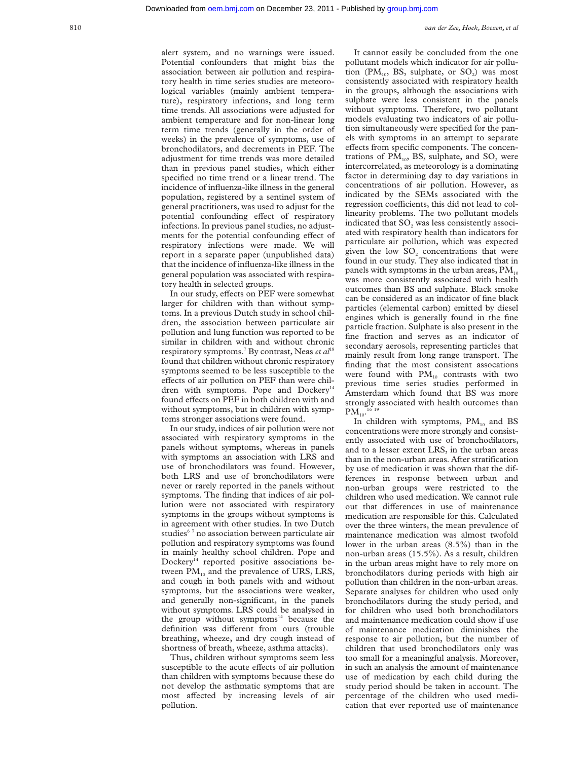alert system, and no warnings were issued. Potential confounders that might bias the association between air pollution and respiratory health in time series studies are meteorological variables (mainly ambient temperature), respiratory infections, and long term time trends. All associations were adjusted for ambient temperature and for non-linear long term time trends (generally in the order of weeks) in the prevalence of symptoms, use of bronchodilators, and decrements in PEF. The adjustment for time trends was more detailed than in previous panel studies, which either specified no time trend or a linear trend. The incidence of influenza-like illness in the general population, registered by a sentinel system of general practitioners, was used to adjust for the potential confounding effect of respiratory infections. In previous panel studies, no adjustments for the potential confounding effect of respiratory infections were made. We will report in a separate paper (unpublished data) that the incidence of influenza-like illness in the general population was associated with respiratory health in selected groups.

In our study, effects on PEF were somewhat larger for children with than without symptoms. In a previous Dutch study in school children, the association between particulate air pollution and lung function was reported to be similar in children with and without chronic respiratory symptoms.[7] By contrast, Neas *et al*[18] found that children without chronic respiratory symptoms seemed to be less susceptible to the effects of air pollution on PEF than were children with symptoms. Pope and Dockery[14] found effects on PEF in both children with and without symptoms, but in children with symptoms stronger associations were found.

In our study, indices of air pollution were not associated with respiratory symptoms in the panels without symptoms, whereas in panels with symptoms an association with LRS and use of bronchodilators was found. However, both LRS and use of bronchodilators were never or rarely reported in the panels without symptoms. The finding that indices of air pollution were not associated with respiratory symptoms in the groups without symptoms is in agreement with other studies. In two Dutch studies[6 7] no association between particulate air pollution and respiratory symptoms was found in mainly healthy school children. Pope and Dockery[14] reported positive associations between $PM_{10}$ and the prevalence of URS, LRS, and cough in both panels with and without symptoms, but the associations were weaker, and generally non-significant, in the panels without symptoms. LRS could be analysed in the group without symptoms[14] because the definition was different from ours (trouble breathing, wheeze, and dry cough instead of shortness of breath, wheeze, asthma attacks).

Thus, children without symptoms seem less susceptible to the acute effects of air pollution than children with symptoms because these do not develop the asthmatic symptoms that are most affected by increasing levels of air pollution.

It cannot easily be concluded from the one pollutant models which indicator for air pollution ($PM_{10}$, BS, sulphate, or $SO_2$) was most consistently associated with respiratory health in the groups, although the associations with sulphate were less consistent in the panels without symptoms. Therefore, two pollutant models evaluating two indicators of air pollution simultaneously were specified for the panels with symptoms in an attempt to separate effects from specific components. The concentrations of $PM_{10}$, BS, sulphate, and $SO_2$ were intercorrelated, as meteorology is a dominating factor in determining day to day variations in concentrations of air pollution. However, as indicated by the SEMs associated with the regression coefficients, this did not lead to collinearity problems. The two pollutant models indicated that $SO_2$ was less consistently associated with respiratory health than indicators for particulate air pollution, which was expected given the low $SO_2$ concentrations that were found in our study. They also indicated that in panels with symptoms in the urban areas, $PM_{10}$ was more consistently associated with health outcomes than BS and sulphate. Black smoke can be considered as an indicator of fine black particles (elemental carbon) emitted by diesel engines which is generally found in the fine particle fraction. Sulphate is also present in the fine fraction and serves as an indicator of secondary aerosols, representing particles that mainly result from long range transport. The finding that the most consistent assocations were found with $PM_{10}$ contrasts with two previous time series studies performed in Amsterdam which found that BS was more strongly associated with health outcomes than $PM_{10}$.[16 19]

In children with symptoms, $PM_{10}$ and BS concentrations were more strongly and consistently associated with use of bronchodilators, and to a lesser extent LRS, in the urban areas than in the non-urban areas. After stratification by use of medication it was shown that the differences in response between urban and non-urban groups were restricted to the children who used medication. We cannot rule out that differences in use of maintenance medication are responsible for this. Calculated over the three winters, the mean prevalence of maintenance medication was almost twofold lower in the urban areas (8.5%) than in the non-urban areas (15.5%). As a result, children in the urban areas might have to rely more on bronchodilators during periods with high air pollution than children in the non-urban areas. Separate analyses for children who used only bronchodilators during the study period, and for children who used both bronchodilators and maintenance medication could show if use of maintenance medication diminishes the response to air pollution, but the number of children that used bronchodilators only was too small for a meaningful analysis. Moreover, in such an analysis the amount of maintenance use of medication by each child during the study period should be taken in account. The percentage of the children who used medication that ever reported use of maintenance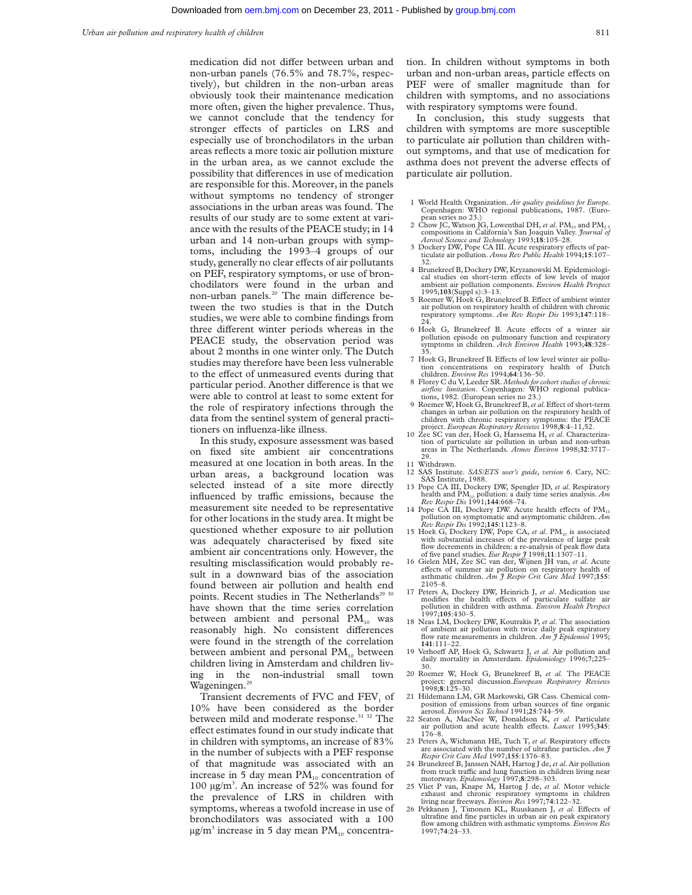medication did not differ between urban and non-urban panels (76.5% and 78.7%, respectively), but children in the non-urban areas obviously took their maintenance medication more often, given the higher prevalence. Thus, we cannot conclude that the tendency for stronger effects of particles on LRS and especially use of bronchodilators in the urban areas reflects a more toxic air pollution mixture in the urban area, as we cannot exclude the possibility that differences in use of medication are responsible for this. Moreover, in the panels without symptoms no tendency of stronger associations in the urban areas was found. The results of our study are to some extent at variance with the results of the PEACE study; in 14 urban and 14 non-urban groups with symptoms, including the 1993–4 groups of our study, generally no clear effects of air pollutants on PEF, respiratory symptoms, or use of bronchodilators were found in the urban and non-urban panels.[20] The main difference between the two studies is that in the Dutch studies, we were able to combine findings from three different winter periods whereas in the PEACE study, the observation period was about 2 months in one winter only. The Dutch studies may therefore have been less vulnerable to the effect of unmeasured events during that particular period. Another difference is that we were able to control at least to some extent for the role of respiratory infections through the data from the sentinel system of general practitioners on influenza-like illness.

In this study, exposure assessment was based on fixed site ambient air concentrations measured at one location in both areas. In the urban areas, a background location was selected instead of a site more directly influenced by traffic emissions, because the measurement site needed to be representative for other locations in the study area. It might be questioned whether exposure to air pollution was adequately characterised by fixed site ambient air concentrations only. However, the resulting misclassification would probably result in a downward bias of the association found between air pollution and health end points. Recent studies in The Netherlands[29 30] have shown that the time series correlation between ambient and personal $PM_{10}$ was reasonably high. No consistent differences were found in the strength of the correlation between ambient and personal $PM_{10}$ between children living in Amsterdam and children living in the non-industrial small town Wageningen.[29]

Transient decrements of FVC and $FEV_1$ of 10% have been considered as the border between mild and moderate response.[31 32] The effect estimates found in our study indicate that in children with symptoms, an increase of 83% in the number of subjects with a PEF response of that magnitude was associated with an increase in 5 day mean $PM_{10}$ concentration of 100 μg/m³. An increase of 52% was found for the prevalence of LRS in children with symptoms, whereas a twofold increase in use of bronchodilators was associated with a 100 μg/m³ increase in 5 day mean $PM_{10}$ concentration. In children without symptoms in both urban and non-urban areas, particle effects on PEF were of smaller magnitude than for children with symptoms, and no associations with respiratory symptoms were found.

In conclusion, this study suggests that children with symptoms are more susceptible to particulate air pollution than children without symptoms, and that use of medication for asthma does not prevent the adverse effects of particulate air pollution.

1 World Health Organization. *Air quality guidelines for Europe*. Copenhagen: WHO regional publications, 1987. (European series no 23.)
2 Chow JC, Watson JG, Lowenthal DH, *et al*. $PM_{10}$ and $PM_{2.5}$ compositions in California's San Joaquin Valley. *Journal of Aerosol Science and Technology* 1993;**18**:105–28.
3 Dockery DW, Pope CA III. Acute respiratory effects of particulate air pollution. *Annu Rev Public Health* 1994;**15**:107–32.
4 Brunekreef B, Dockery DW, Kryzanowski M. Epidemiological studies on short-term effects of low levels of major ambient air pollution components. *Environ Health Perspect* 1995;**103**(Suppl s):3–13.
5 Roemer W, Hoek G, Brunekreef B. Effect of ambient winter air pollution on respiratory health of children with chronic respiratory symptoms. *Am Rev Respir Dis* 1993;**147**:118–24.
6 Hoek G, Brunekreef B. Acute effects of a winter air pollution episode on pulmonary function and respiratory symptoms in children. *Arch Environ Health* 1993;**48**:328–35.
7 Hoek G, Brunekreef B. Effects of low level winter air pollution concentrations on respiratory health of Dutch children. *Environ Res* 1994;**64**:136–50.
8 Florey C du V, Leeder SR. *Methods for cohort studies of chronic airflow limitation*. Copenhagen: WHO regional publications, 1982. (European series no 23.)
9 Roemer W, Hoek G, Brunekreef B, *et al*. Effect of short-term changes in urban air pollution on the respiratory health of children with chronic respiratory symptoms: the PEACE project. *European Respiratory Reviews* 1998;**8**:4–11,52.
10 Zee SC van der, Hoek G, Harssema H, *et al*. Characterization of particulate air pollution in urban and non-urban areas in The Netherlands. *Atmos Environ* 1998;**32**:3717–29.
11 Withdrawn.
12 SAS Institute. *SAS/ETS user's guide, version 6*. Cary, NC: SAS Institute, 1988.
13 Pope CA III, Dockery DW, Spengler JD, *et al*. Respiratory health and $PM_{10}$ pollution: a daily time series analysis. *Am Rev Respir Dis* 1991;**144**:668–74.
14 Pope CA III, Dockery DW. Acute health effects of $PM_{10}$ pollution on symptomatic and asymptomatic children. *Am Rev Respir Dis* 1992;**145**:1123–8.
15 Hoek G, Dockery DW, Pope CA, *et al*. $PM_{10}$ is associated with substantial increases of the prevalence of large peak flow decrements in children: a re-analysis of peak flow data of five panel studies. *Eur Respir J* 1998;**11**:1307–11.
16 Gielen MH, Zee SC van der, Wijnen JH van, *et al*. Acute effects of summer air pollution on respiratory health of asthmatic children. *Am J Respir Crit Care Med* 1997;**155**:2105–8.
17 Peters A, Dockery DW, Heinrich J, *et al*. Medication use modifies the health effects of particulate sulfate air pollution in children with asthma. *Environ Health Perspect* 1997;**105**:430–5.
18 Neas LM, Dockery DW, Koutrakis P, *et al*. The association of ambient air pollution with twice daily peak expiratory flow rate measurements in children. *Am J Epidemiol* 1995;**141**:111–22.
19 Verhoeff AP, Hoek G, Schwartz J, *et al*. Air pollution and daily mortality in Amsterdam. *Epidemiology* 1996;**7**;225–30.
20 Roemer W, Hoek G, Brunekreef B, *et al.* The PEACE project: general discussion. *European Respiratory Reviews* 1998;**8**:125–30.
21 Hildemann LM, GR Markowski, GR Cass. Chemical composition of emissions from urban sources of fine organic aerosol. *Environ Sci Technol* 1991;**25**:744–59.
22 Seaton A, MacNee W, Donaldson K, *et al*. Particulate air pollution and acute health effects. *Lancet* 1995;**345**:176–8.
23 Peters A, Wichmann HE, Tuch T, *et al*. Respiratory effects are associated with the number of ultrafine particles. *Am J Respir Crit Care Med* 1997;**155**:1376–83.
24 Brunekreef B, Janssen NAH, Hartog J de, *et al*. Air pollution from truck traffic and lung function in children living near motorways. *Epidemiology* 1997;**8**:298–303.
25 Vliet P van, Knape M, Hartog J de, *et al*. Motor vehicle exhaust and chronic respiratory symptoms in children living near freeways. *Environ Res* 1997;**74**:122–32.
26 Pekkanen J, Timonen KL, Ruuskanen J, *et al*. Effects of ultrafine and fine particles in urban air on peak expiratory flow among children with asthmatic symptoms. *Environ Res* 1997;**74**:24–33.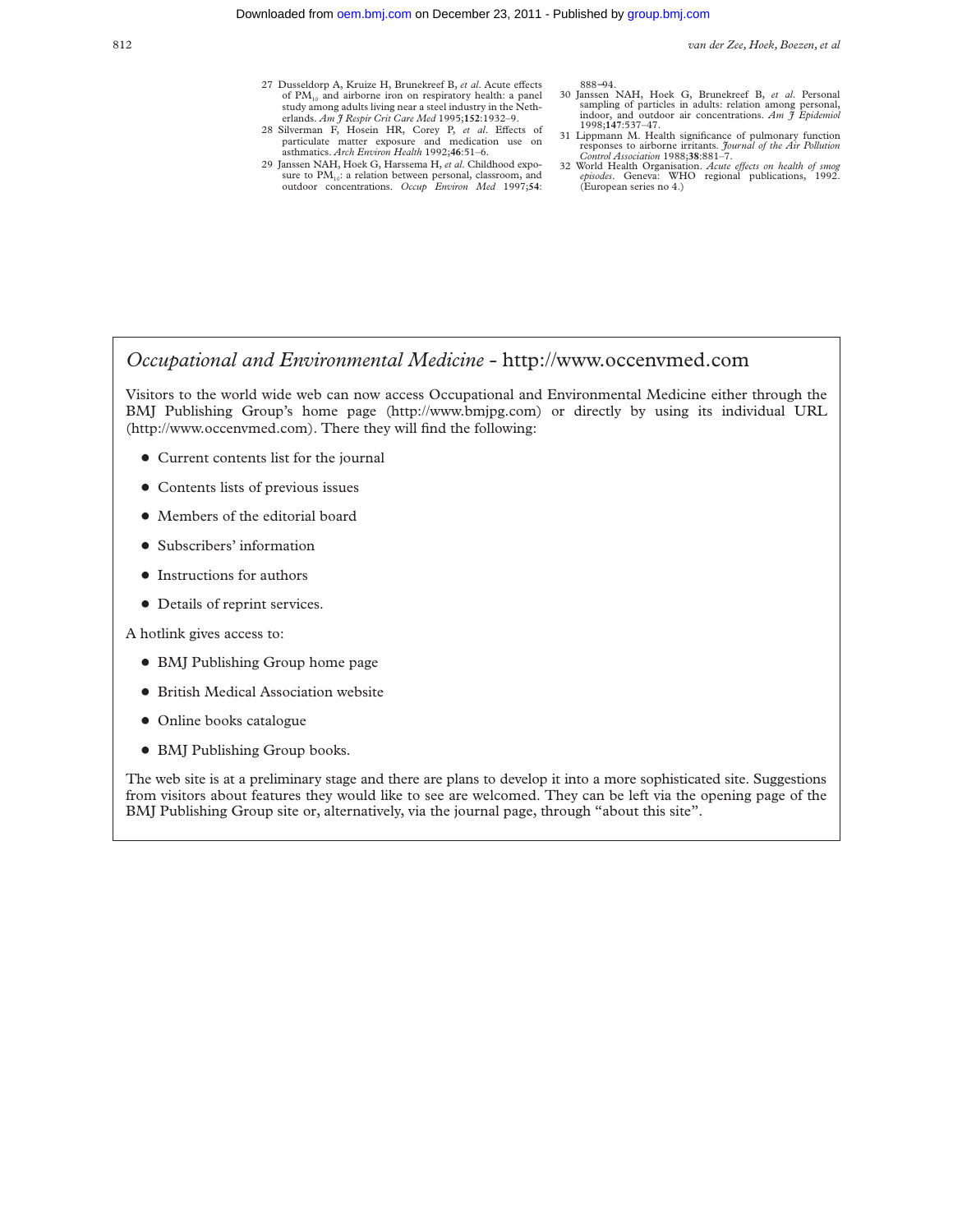27 Dusseldorp A, Kruize H, Brunekreef B, *et al*. Acute effects of $PM_{10}$ and airborne iron on respiratory health: a panel study among adults living near a steel industry in the Netherlands. *Am J Respir Crit Care Med* 1995;**152**:1932–9.

28 Silverman F, Hosein HR, Corey P, *et al*. Effects of particulate matter exposure and medication use on asthmatics. *Arch Environ Health* 1992;**46**:51–6.

29 Janssen NAH, Hoek G, Harssema H, *et al*. Childhood exposure to $PM_{10}$: a relation between personal, classroom, and outdoor concentrations. *Occup Environ Med* 1997;**54**:888–94.

30 Janssen NAH, Hoek G, Brunekreef B, *et al*. Personal sampling of particles in adults: relation among personal, indoor, and outdoor air concentrations. *Am J Epidemiol* 1998;**147**:537–47.

31 Lippmann M. Health significance of pulmonary function responses to airborne irritants. *Journal of the Air Pollution Control Association* 1988;**38**:881–7.

32 World Health Organisation. *Acute effects on health of smog episodes*. Geneva: WHO regional publications, 1992. (European series no 4.)

## *Occupational and Environmental Medicine* - http://www.occenvmed.com

Visitors to the world wide web can now access Occupational and Environmental Medicine either through the BMJ Publishing Group's home page (http://www.bmjpg.com) or directly by using its individual URL (http://www.occenvmed.com). There they will find the following:

- Current contents list for the journal
- Contents lists of previous issues
- Members of the editorial board
- Subscribers' information
- Instructions for authors
- Details of reprint services.

A hotlink gives access to:

- BMJ Publishing Group home page
- British Medical Association website
- Online books catalogue
- BMJ Publishing Group books.

The web site is at a preliminary stage and there are plans to develop it into a more sophisticated site. Suggestions from visitors about features they would like to see are welcomed. They can be left via the opening page of the BMJ Publishing Group site or, alternatively, via the journal page, through "about this site".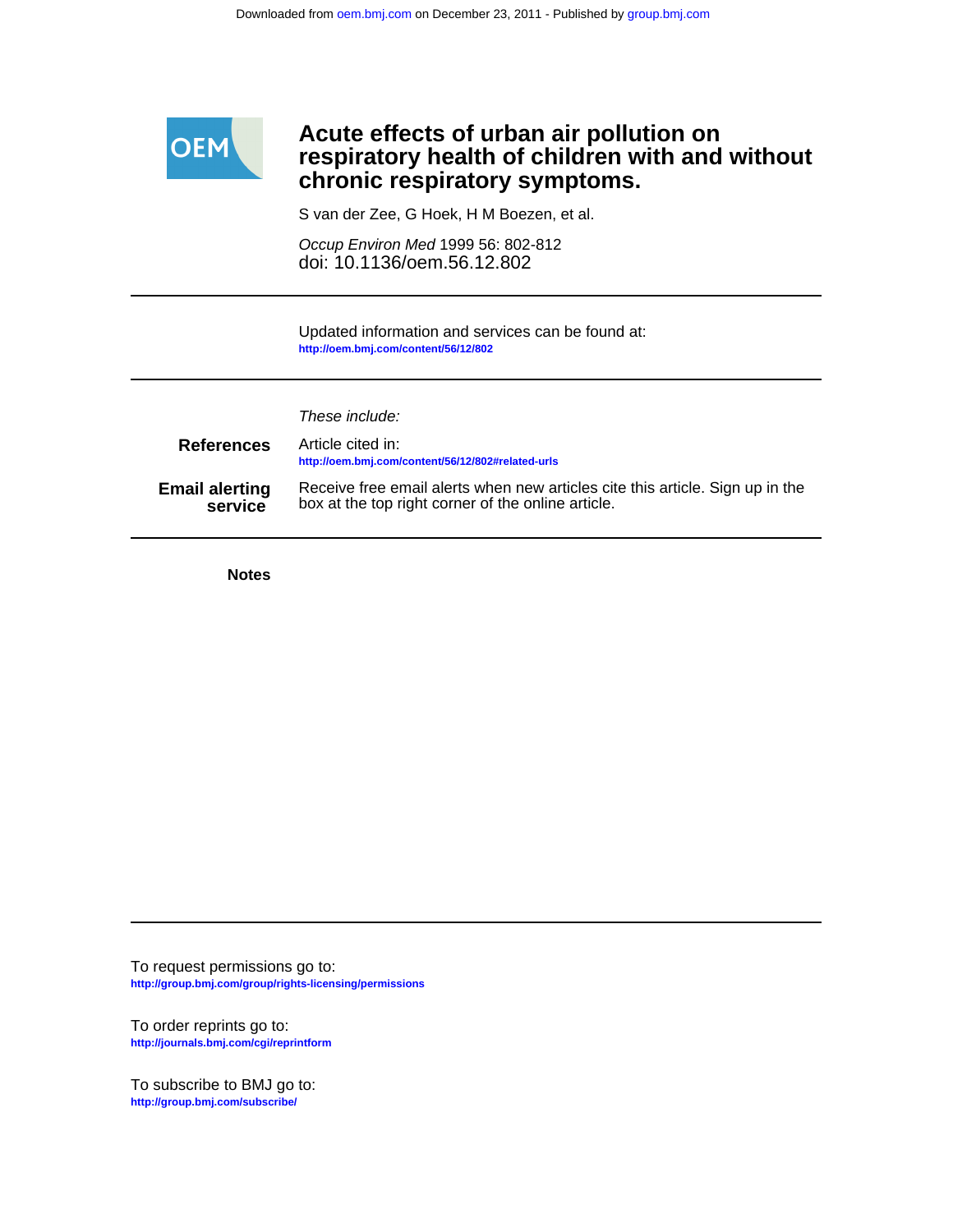Downloaded from oem.bmj.com on December 23, 2011 - Published by group.bmj.com

# Acute effects of urban air pollution on respiratory health of children with and without chronic respiratory symptoms.

S van der Zee, G Hoek, H M Boezen, et al.

*Occup Environ Med* 1999 56: 802-812
doi: 10.1136/oem.56.12.802

Updated information and services can be found at:
**http://oem.bmj.com/content/56/12/802**

*These include:*

**References**

Article cited in:
**http://oem.bmj.com/content/56/12/802#related-urls**

**Email alerting service**

Receive free email alerts when new articles cite this article. Sign up in the box at the top right corner of the online article.

**Notes**

To request permissions go to:
**http://group.bmj.com/group/rights-licensing/permissions**

To order reprints go to:
**http://journals.bmj.com/cgi/reprintform**

To subscribe to BMJ go to:
**http://group.bmj.com/subscribe/**